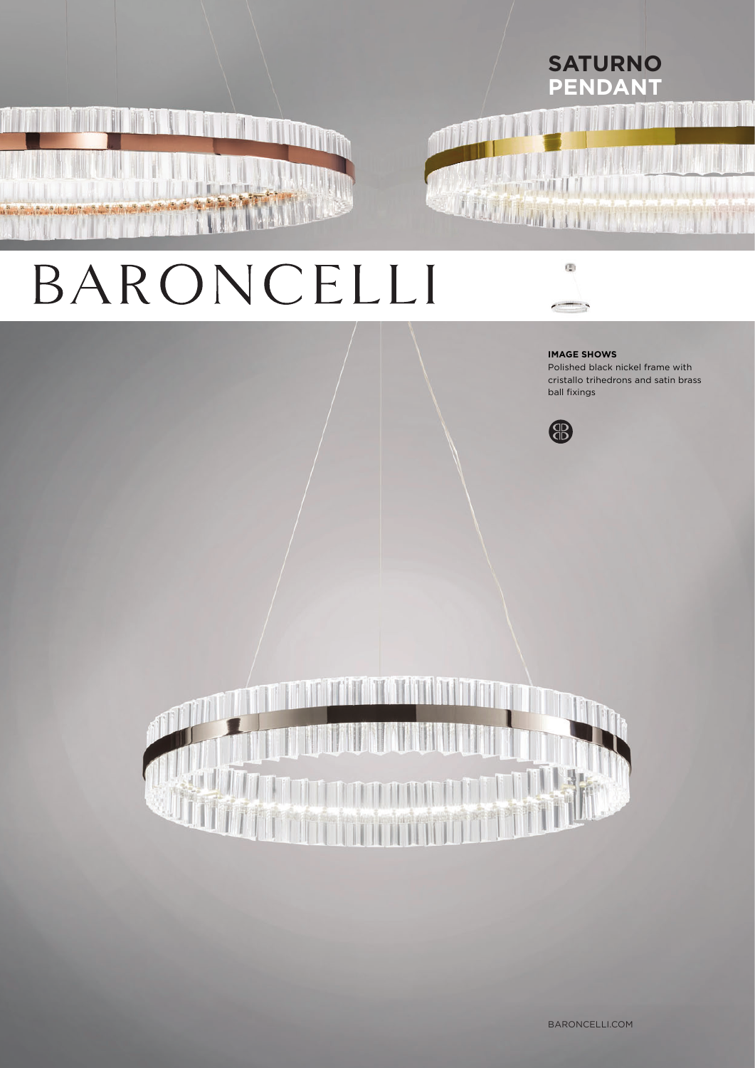# SATURNO PENDANT

BARONCELLI

**IMAGE SHOWS**
Polished black nickel frame with cristallo trihedrons and satin brass ball fixings

BARONCELLI.COM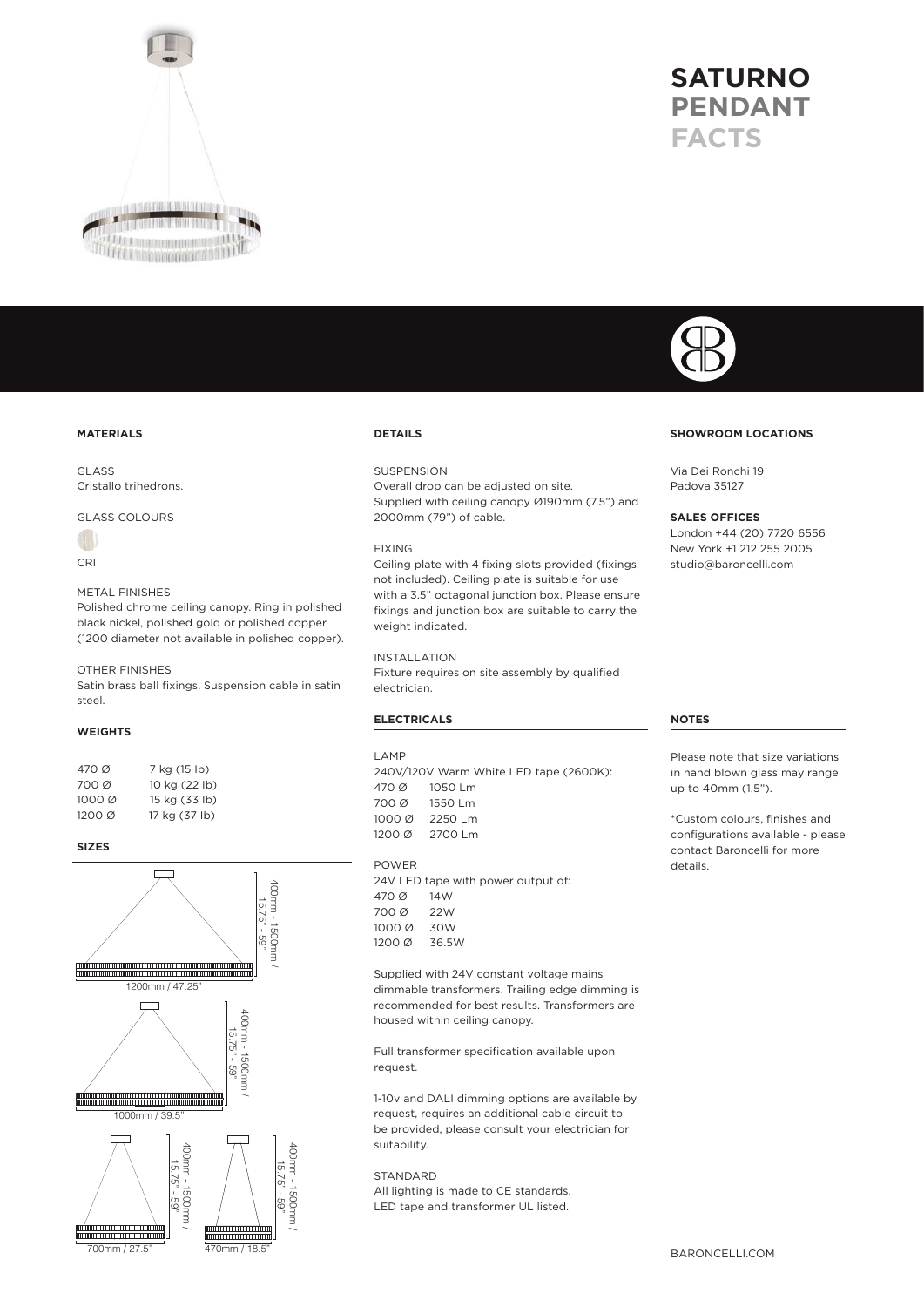# SATURNO PENDANT FACTS

## MATERIALS

GLASS
Cristallo trihedrons.

GLASS COLOURS

CRI

METAL FINISHES
Polished chrome ceiling canopy. Ring in polished black nickel, polished gold or polished copper (1200 diameter not available in polished copper).

OTHER FINISHES
Satin brass ball fixings. Suspension cable in satin steel.

## WEIGHTS

| | |
|---|---|
| 470 Ø | 7 kg (15 lb) |
| 700 Ø | 10 kg (22 lb) |
| 1000 Ø | 15 kg (33 lb) |
| 1200 Ø | 17 kg (37 lb) |

## SIZES

400mm - 1500mm / 15.75" - 59"
1200mm / 47.25"

400mm - 1500mm / 15.75" - 59"
1000mm / 39.5"

400mm - 1500mm / 15.75" - 59"
700mm / 27.5"

400mm - 1500mm / 15.75" - 59"
470mm / 18.5"

## DETAILS

SUSPENSION
Overall drop can be adjusted on site. Supplied with ceiling canopy Ø190mm (7.5") and 2000mm (79") of cable.

FIXING
Ceiling plate with 4 fixing slots provided (fixings not included). Ceiling plate is suitable for use with a 3.5" octagonal junction box. Please ensure fixings and junction box are suitable to carry the weight indicated.

INSTALLATION
Fixture requires on site assembly by qualified electrician.

## ELECTRICALS

LAMP
240V/120V Warm White LED tape (2600K):

| | |
|---|---|
| 470 Ø | 1050 Lm |
| 700 Ø | 1550 Lm |
| 1000 Ø | 2250 Lm |
| 1200 Ø | 2700 Lm |

POWER
24V LED tape with power output of:

| | |
|---|---|
| 470 Ø | 14W |
| 700 Ø | 22W |
| 1000 Ø | 30W |
| 1200 Ø | 36.5W |

Supplied with 24V constant voltage mains dimmable transformers. Trailing edge dimming is recommended for best results. Transformers are housed within ceiling canopy.

Full transformer specification available upon request.

1-10v and DALI dimming options are available by request, requires an additional cable circuit to be provided, please consult your electrician for suitability.

STANDARD
All lighting is made to CE standards.
LED tape and transformer UL listed.

## SHOWROOM LOCATIONS

Via Dei Ronchi 19
Padova 35127

**SALES OFFICES**
London +44 (20) 7720 6556
New York +1 212 255 2005
studio@baroncelli.com

## NOTES

Please note that size variations in hand blown glass may range up to 40mm (1.5").

*Custom colours, finishes and configurations available - please contact Baroncelli for more details.

BARONCELLI.COM